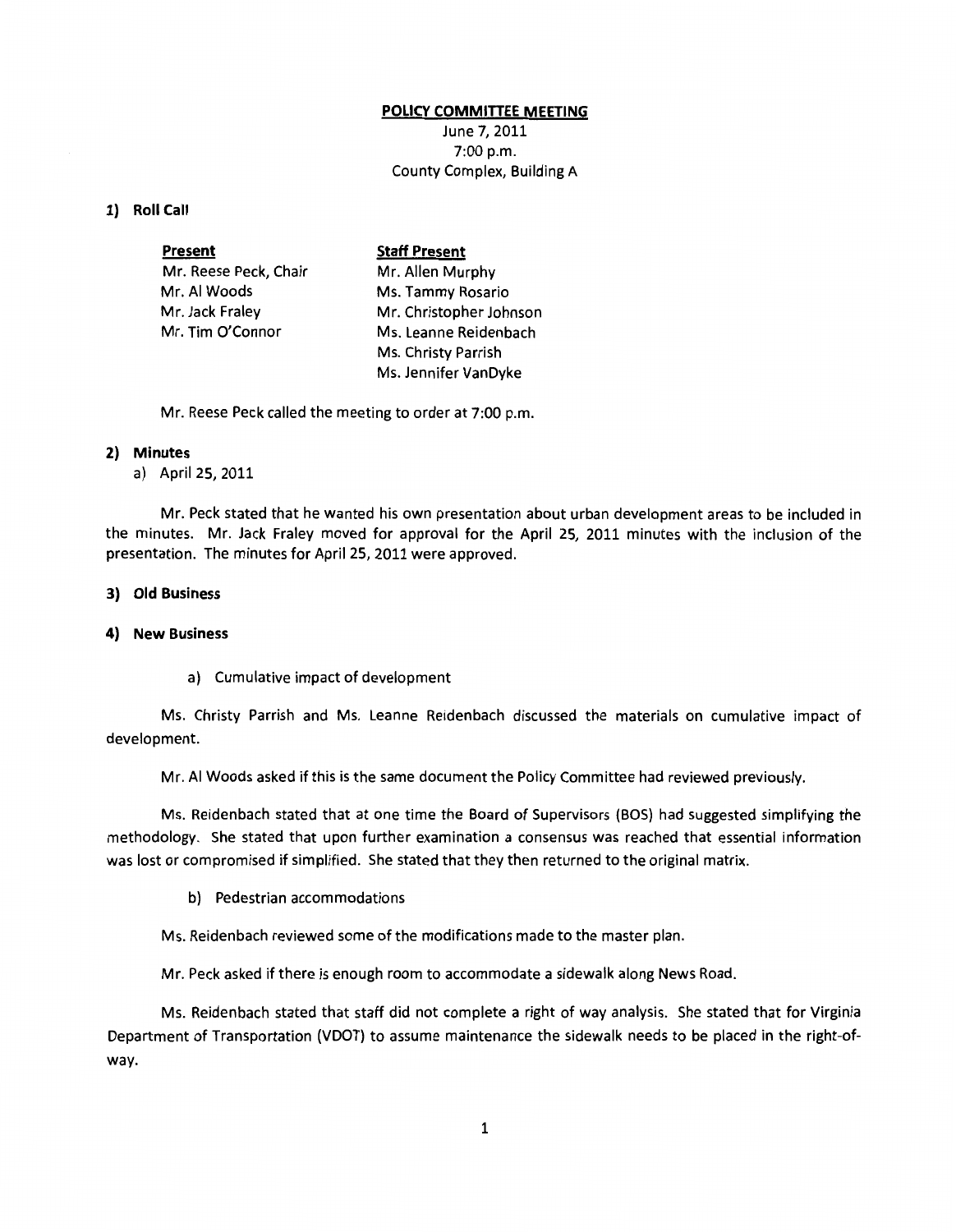**POLICY COMMITTEE MEETING**

June 7, 2011
7:00 p.m.
County Complex, Building A

**1) Roll Call**

| **Present** | **Staff Present** |
|---|---|
| Mr. Reese Peck, Chair | Mr. Allen Murphy |
| Mr. Al Woods | Ms. Tammy Rosario |
| Mr. Jack Fraley | Mr. Christopher Johnson |
| Mr. Tim O'Connor | Ms. Leanne Reidenbach |
| | Ms. Christy Parrish |
| | Ms. Jennifer VanDyke |

Mr. Reese Peck called the meeting to order at 7:00 p.m.

**2) Minutes**

a) April 25, 2011

Mr. Peck stated that he wanted his own presentation about urban development areas to be included in the minutes. Mr. Jack Fraley moved for approval for the April 25, 2011 minutes with the inclusion of the presentation. The minutes for April 25, 2011 were approved.

**3) Old Business**

**4) New Business**

a) Cumulative impact of development

Ms. Christy Parrish and Ms. Leanne Reidenbach discussed the materials on cumulative impact of development.

Mr. Al Woods asked if this is the same document the Policy Committee had reviewed previously.

Ms. Reidenbach stated that at one time the Board of Supervisors (BOS) had suggested simplifying the methodology. She stated that upon further examination a consensus was reached that essential information was lost or compromised if simplified. She stated that they then returned to the original matrix.

b) Pedestrian accommodations

Ms. Reidenbach reviewed some of the modifications made to the master plan.

Mr. Peck asked if there is enough room to accommodate a sidewalk along News Road.

Ms. Reidenbach stated that staff did not complete a right of way analysis. She stated that for Virginia Department of Transportation (VDOT) to assume maintenance the sidewalk needs to be placed in the right-of-way.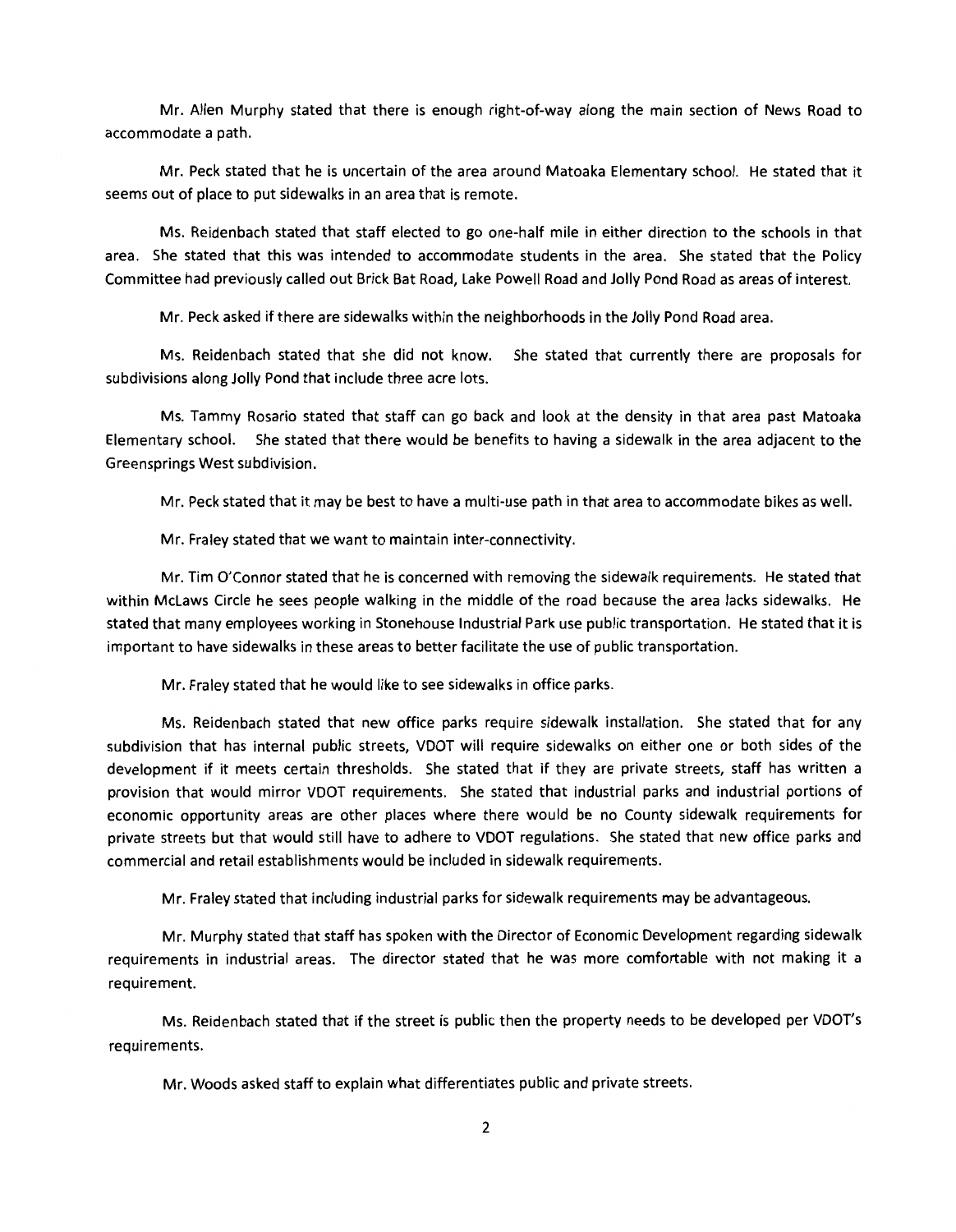Mr. Allen Murphy stated that there is enough right-of-way along the main section of News Road to accommodate a path.

Mr. Peck stated that he is uncertain of the area around Matoaka Elementary school. He stated that it seems out of place to put sidewalks in an area that is remote.

Ms. Reidenbach stated that staff elected to go one-half mile in either direction to the schools in that area. She stated that this was intended to accommodate students in the area. She stated that the Policy Committee had previously called out Brick Bat Road, Lake Powell Road and Jolly Pond Road as areas of interest.

Mr. Peck asked if there are sidewalks within the neighborhoods in the Jolly Pond Road area.

Ms. Reidenbach stated that she did not know. She stated that currently there are proposals for subdivisions along Jolly Pond that include three acre lots.

Ms. Tammy Rosario stated that staff can go back and look at the density in that area past Matoaka Elementary school. She stated that there would be benefits to having a sidewalk in the area adjacent to the Greensprings West subdivision.

Mr. Peck stated that it may be best to have a multi-use path in that area to accommodate bikes as well.

Mr. Fraley stated that we want to maintain inter-connectivity.

Mr. Tim O'Connor stated that he is concerned with removing the sidewalk requirements. He stated that within McLaws Circle he sees people walking in the middle of the road because the area lacks sidewalks. He stated that many employees working in Stonehouse Industrial Park use public transportation. He stated that it is important to have sidewalks in these areas to better facilitate the use of public transportation.

Mr. Fraley stated that he would like to see sidewalks in office parks.

Ms. Reidenbach stated that new office parks require sidewalk installation. She stated that for any subdivision that has internal public streets, VDOT will require sidewalks on either one or both sides of the development if it meets certain thresholds. She stated that if they are private streets, staff has written a provision that would mirror VDOT requirements. She stated that industrial parks and industrial portions of economic opportunity areas are other places where there would be no County sidewalk requirements for private streets but that would still have to adhere to VDOT regulations. She stated that new office parks and commercial and retail establishments would be included in sidewalk requirements.

Mr. Fraley stated that including industrial parks for sidewalk requirements may be advantageous.

Mr. Murphy stated that staff has spoken with the Director of Economic Development regarding sidewalk requirements in industrial areas. The director stated that he was more comfortable with not making it a requirement.

Ms. Reidenbach stated that if the street is public then the property needs to be developed per VDOT's requirements.

Mr. Woods asked staff to explain what differentiates public and private streets.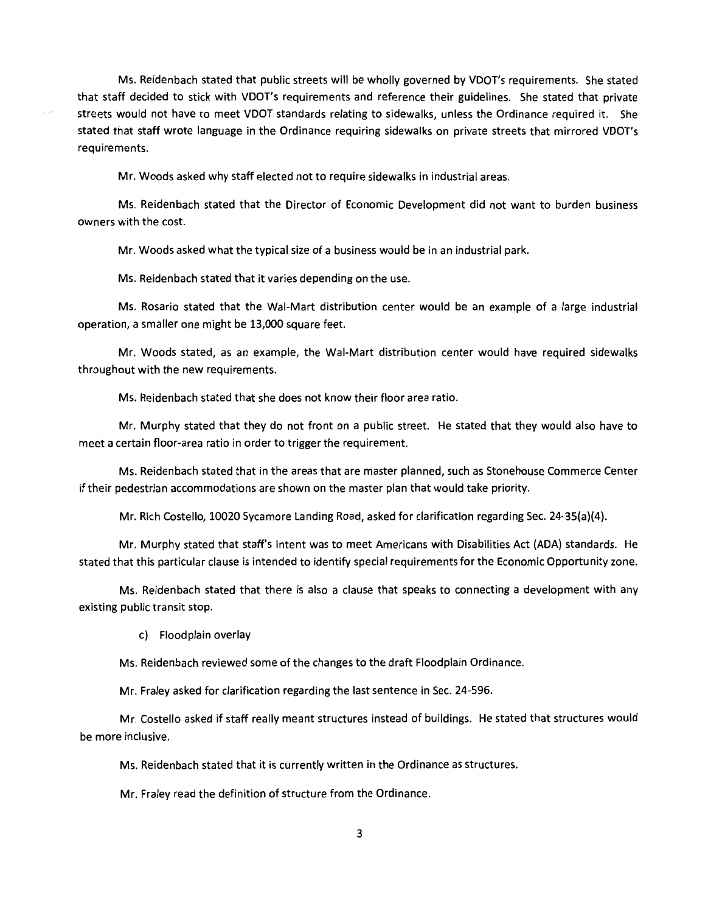Ms. Reidenbach stated that public streets will be wholly governed by VDOT's requirements. She stated that staff decided to stick with VDOT's requirements and reference their guidelines. She stated that private streets would not have to meet VDOT standards relating to sidewalks, unless the Ordinance required it. She stated that staff wrote language in the Ordinance requiring sidewalks on private streets that mirrored VDOT's requirements.

Mr. Woods asked why staff elected not to require sidewalks in industrial areas.

Ms. Reidenbach stated that the Director of Economic Development did not want to burden business owners with the cost.

Mr. Woods asked what the typical size of a business would be in an industrial park.

Ms. Reidenbach stated that it varies depending on the use.

Ms. Rosario stated that the Wal-Mart distribution center would be an example of a large industrial operation, a smaller one might be 13,000 square feet.

Mr. Woods stated, as an example, the Wal-Mart distribution center would have required sidewalks throughout with the new requirements.

Ms. Reidenbach stated that she does not know their floor area ratio.

Mr. Murphy stated that they do not front on a public street. He stated that they would also have to meet a certain floor-area ratio in order to trigger the requirement.

Ms. Reidenbach stated that in the areas that are master planned, such as Stonehouse Commerce Center if their pedestrian accommodations are shown on the master plan that would take priority.

Mr. Rich Costello, 10020 Sycamore Landing Road, asked for clarification regarding Sec. 24-35(a)(4).

Mr. Murphy stated that staff's intent was to meet Americans with Disabilities Act (ADA) standards. He stated that this particular clause is intended to identify special requirements for the Economic Opportunity zone.

Ms. Reidenbach stated that there is also a clause that speaks to connecting a development with any existing public transit stop.

c) Floodplain overlay

Ms. Reidenbach reviewed some of the changes to the draft Floodplain Ordinance.

Mr. Fraley asked for clarification regarding the last sentence in Sec. 24-596.

Mr. Costello asked if staff really meant structures instead of buildings. He stated that structures would be more inclusive.

Ms. Reidenbach stated that it is currently written in the Ordinance as structures.

Mr. Fraley read the definition of structure from the Ordinance.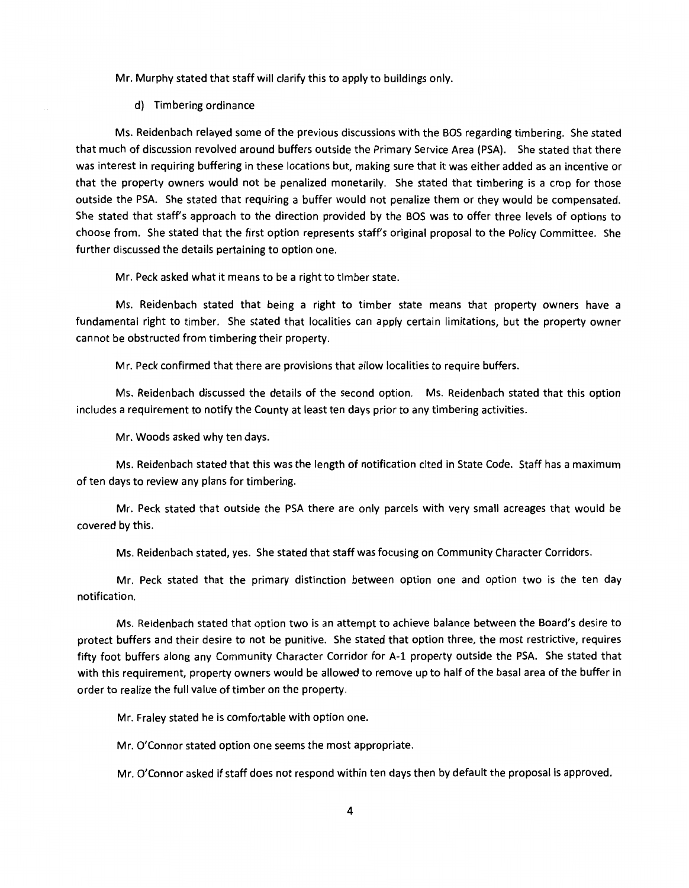Mr. Murphy stated that staff will clarify this to apply to buildings only.

d) Timbering ordinance

Ms. Reidenbach relayed some of the previous discussions with the BOS regarding timbering. She stated that much of discussion revolved around buffers outside the Primary Service Area (PSA). She stated that there was interest in requiring buffering in these locations but, making sure that it was either added as an incentive or that the property owners would not be penalized monetarily. She stated that timbering is a crop for those outside the PSA. She stated that requiring a buffer would not penalize them or they would be compensated. She stated that staff's approach to the direction provided by the BOS was to offer three levels of options to choose from. She stated that the first option represents staff's original proposal to the Policy Committee. She further discussed the details pertaining to option one.

Mr. Peck asked what it means to be a right to timber state.

Ms. Reidenbach stated that being a right to timber state means that property owners have a fundamental right to timber. She stated that localities can apply certain limitations, but the property owner cannot be obstructed from timbering their property.

Mr. Peck confirmed that there are provisions that allow localities to require buffers.

Ms. Reidenbach discussed the details of the second option. Ms. Reidenbach stated that this option includes a requirement to notify the County at least ten days prior to any timbering activities.

Mr. Woods asked why ten days.

Ms. Reidenbach stated that this was the length of notification cited in State Code. Staff has a maximum of ten days to review any plans for timbering.

Mr. Peck stated that outside the PSA there are only parcels with very small acreages that would be covered by this.

Ms. Reidenbach stated, yes. She stated that staff was focusing on Community Character Corridors.

Mr. Peck stated that the primary distinction between option one and option two is the ten day notification.

Ms. Reidenbach stated that option two is an attempt to achieve balance between the Board's desire to protect buffers and their desire to not be punitive. She stated that option three, the most restrictive, requires fifty foot buffers along any Community Character Corridor for A-1 property outside the PSA. She stated that with this requirement, property owners would be allowed to remove up to half of the basal area of the buffer in order to realize the full value of timber on the property.

Mr. Fraley stated he is comfortable with option one.

Mr. O'Connor stated option one seems the most appropriate.

Mr. O'Connor asked if staff does not respond within ten days then by default the proposal is approved.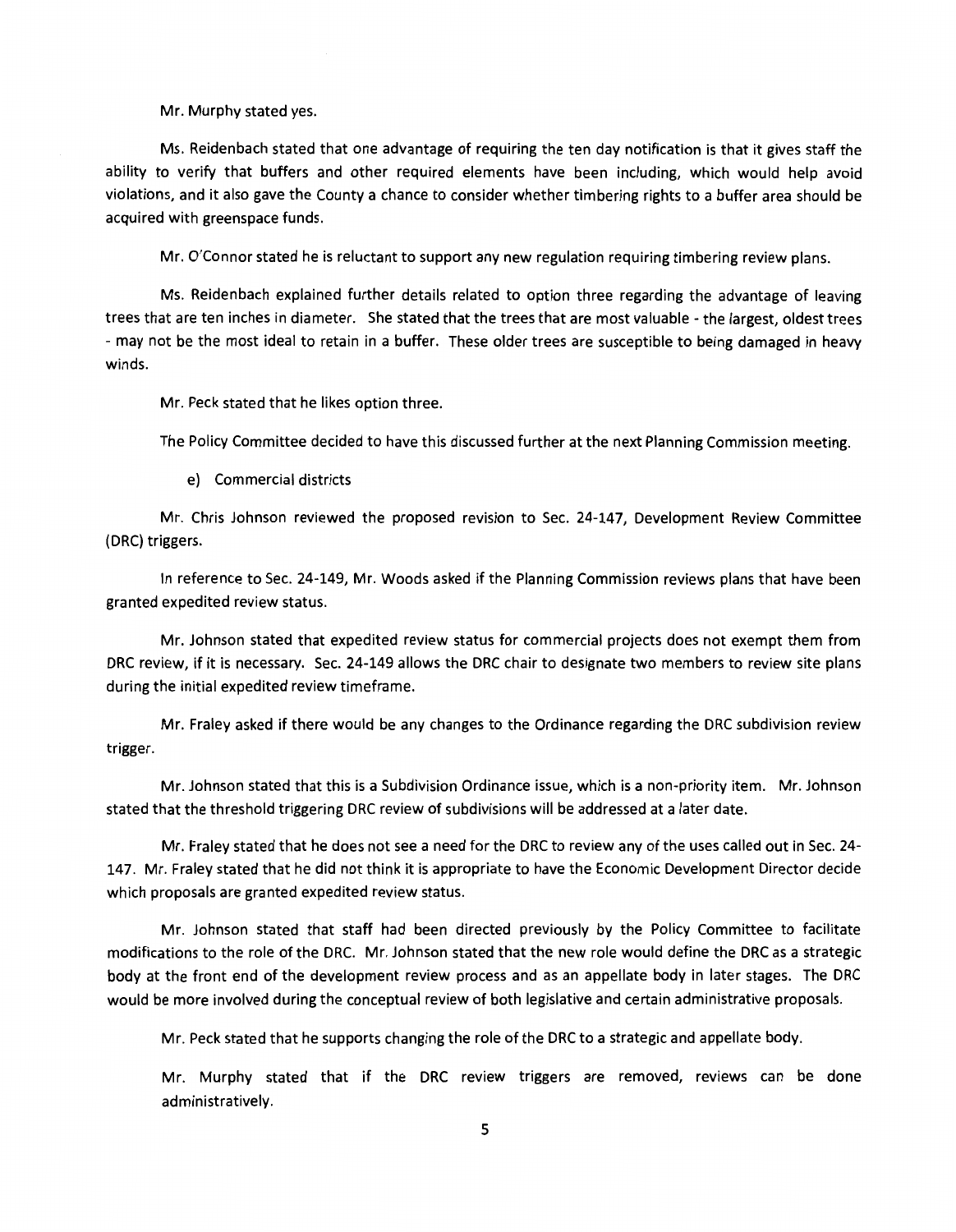Mr. Murphy stated yes.

Ms. Reidenbach stated that one advantage of requiring the ten day notification is that it gives staff the ability to verify that buffers and other required elements have been including, which would help avoid violations, and it also gave the County a chance to consider whether timbering rights to a buffer area should be acquired with greenspace funds.

Mr. O'Connor stated he is reluctant to support any new regulation requiring timbering review plans.

Ms. Reidenbach explained further details related to option three regarding the advantage of leaving trees that are ten inches in diameter. She stated that the trees that are most valuable - the largest, oldest trees - may not be the most ideal to retain in a buffer. These older trees are susceptible to being damaged in heavy winds.

Mr. Peck stated that he likes option three.

The Policy Committee decided to have this discussed further at the next Planning Commission meeting.

e) Commercial districts

Mr. Chris Johnson reviewed the proposed revision to Sec. 24-147, Development Review Committee (DRC) triggers.

In reference to Sec. 24-149, Mr. Woods asked if the Planning Commission reviews plans that have been granted expedited review status.

Mr. Johnson stated that expedited review status for commercial projects does not exempt them from DRC review, if it is necessary. Sec. 24-149 allows the DRC chair to designate two members to review site plans during the initial expedited review timeframe.

Mr. Fraley asked if there would be any changes to the Ordinance regarding the DRC subdivision review trigger.

Mr. Johnson stated that this is a Subdivision Ordinance issue, which is a non-priority item. Mr. Johnson stated that the threshold triggering DRC review of subdivisions will be addressed at a later date.

Mr. Fraley stated that he does not see a need for the DRC to review any of the uses called out in Sec. 24-147. Mr. Fraley stated that he did not think it is appropriate to have the Economic Development Director decide which proposals are granted expedited review status.

Mr. Johnson stated that staff had been directed previously by the Policy Committee to facilitate modifications to the role of the DRC. Mr. Johnson stated that the new role would define the DRC as a strategic body at the front end of the development review process and as an appellate body in later stages. The DRC would be more involved during the conceptual review of both legislative and certain administrative proposals.

Mr. Peck stated that he supports changing the role of the DRC to a strategic and appellate body.

Mr. Murphy stated that if the DRC review triggers are removed, reviews can be done administratively.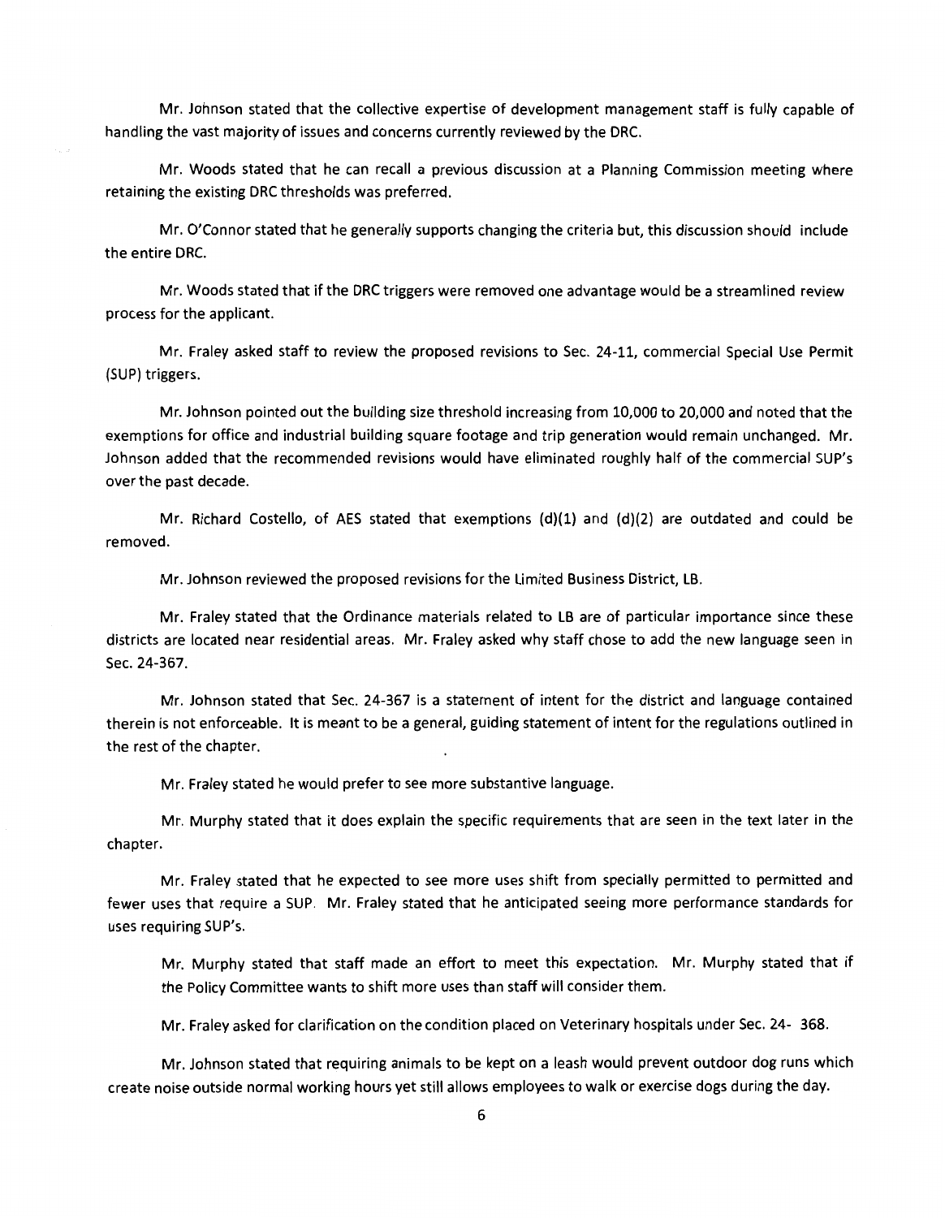Mr. Johnson stated that the collective expertise of development management staff is fully capable of handling the vast majority of issues and concerns currently reviewed by the DRC.

Mr. Woods stated that he can recall a previous discussion at a Planning Commission meeting where retaining the existing DRC thresholds was preferred.

Mr. O'Connor stated that he generally supports changing the criteria but, this discussion should include the entire DRC.

Mr. Woods stated that if the DRC triggers were removed one advantage would be a streamlined review process for the applicant.

Mr. Fraley asked staff to review the proposed revisions to Sec. 24-11, commercial Special Use Permit (SUP) triggers.

Mr. Johnson pointed out the building size threshold increasing from 10,000 to 20,000 and noted that the exemptions for office and industrial building square footage and trip generation would remain unchanged. Mr. Johnson added that the recommended revisions would have eliminated roughly half of the commercial SUP's over the past decade.

Mr. Richard Costello, of AES stated that exemptions (d)(1) and (d)(2) are outdated and could be removed.

Mr. Johnson reviewed the proposed revisions for the Limited Business District, LB.

Mr. Fraley stated that the Ordinance materials related to LB are of particular importance since these districts are located near residential areas. Mr. Fraley asked why staff chose to add the new language seen in Sec. 24-367.

Mr. Johnson stated that Sec. 24-367 is a statement of intent for the district and language contained therein is not enforceable. It is meant to be a general, guiding statement of intent for the regulations outlined in the rest of the chapter.

Mr. Fraley stated he would prefer to see more substantive language.

Mr. Murphy stated that it does explain the specific requirements that are seen in the text later in the chapter.

Mr. Fraley stated that he expected to see more uses shift from specially permitted to permitted and fewer uses that require a SUP. Mr. Fraley stated that he anticipated seeing more performance standards for uses requiring SUP's.

Mr. Murphy stated that staff made an effort to meet this expectation. Mr. Murphy stated that if the Policy Committee wants to shift more uses than staff will consider them.

Mr. Fraley asked for clarification on the condition placed on Veterinary hospitals under Sec. 24- 368.

Mr. Johnson stated that requiring animals to be kept on a leash would prevent outdoor dog runs which create noise outside normal working hours yet still allows employees to walk or exercise dogs during the day.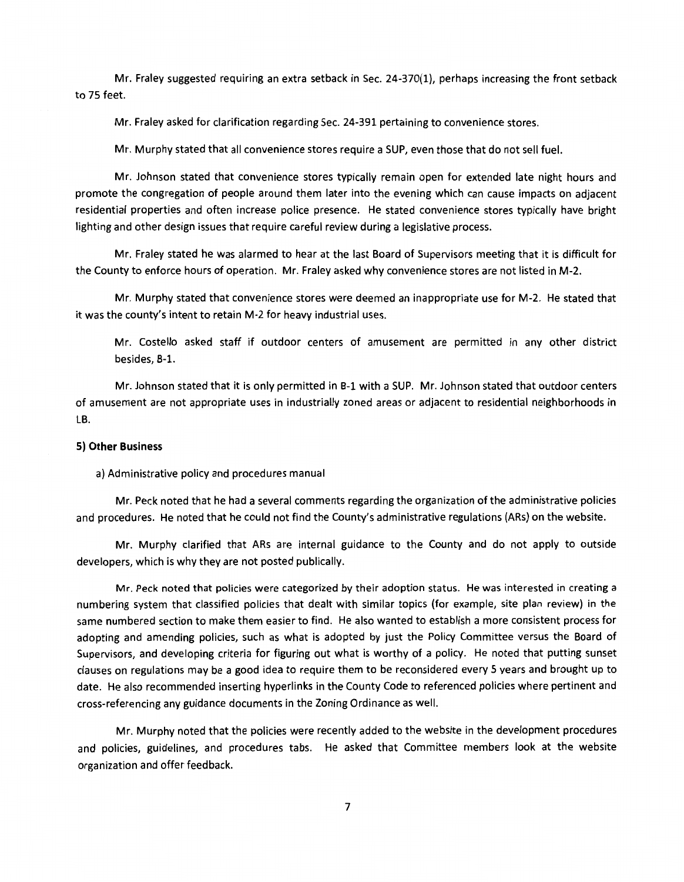Mr. Fraley suggested requiring an extra setback in Sec. 24-370(1), perhaps increasing the front setback to 75 feet.

Mr. Fraley asked for clarification regarding Sec. 24-391 pertaining to convenience stores.

Mr. Murphy stated that all convenience stores require a SUP, even those that do not sell fuel.

Mr. Johnson stated that convenience stores typically remain open for extended late night hours and promote the congregation of people around them later into the evening which can cause impacts on adjacent residential properties and often increase police presence. He stated convenience stores typically have bright lighting and other design issues that require careful review during a legislative process.

Mr. Fraley stated he was alarmed to hear at the last Board of Supervisors meeting that it is difficult for the County to enforce hours of operation. Mr. Fraley asked why convenience stores are not listed in M-2.

Mr. Murphy stated that convenience stores were deemed an inappropriate use for M-2. He stated that it was the county's intent to retain M-2 for heavy industrial uses.

Mr. Costello asked staff if outdoor centers of amusement are permitted in any other district besides, B-1.

Mr. Johnson stated that it is only permitted in B-1 with a SUP. Mr. Johnson stated that outdoor centers of amusement are not appropriate uses in industrially zoned areas or adjacent to residential neighborhoods in LB.

**5) Other Business**

a) Administrative policy and procedures manual

Mr. Peck noted that he had a several comments regarding the organization of the administrative policies and procedures. He noted that he could not find the County's administrative regulations (ARs) on the website.

Mr. Murphy clarified that ARs are internal guidance to the County and do not apply to outside developers, which is why they are not posted publically.

Mr. Peck noted that policies were categorized by their adoption status. He was interested in creating a numbering system that classified policies that dealt with similar topics (for example, site plan review) in the same numbered section to make them easier to find. He also wanted to establish a more consistent process for adopting and amending policies, such as what is adopted by just the Policy Committee versus the Board of Supervisors, and developing criteria for figuring out what is worthy of a policy. He noted that putting sunset clauses on regulations may be a good idea to require them to be reconsidered every 5 years and brought up to date. He also recommended inserting hyperlinks in the County Code to referenced policies where pertinent and cross-referencing any guidance documents in the Zoning Ordinance as well.

Mr. Murphy noted that the policies were recently added to the website in the development procedures and policies, guidelines, and procedures tabs. He asked that Committee members look at the website organization and offer feedback.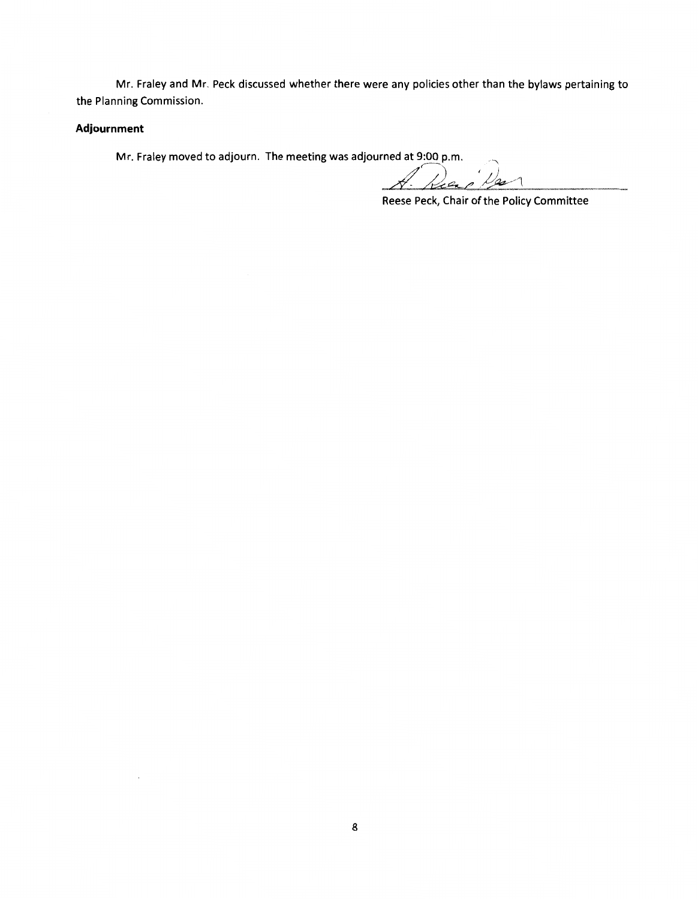Mr. Fraley and Mr. Peck discussed whether there were any policies other than the bylaws pertaining to the Planning Commission.

**Adjournment**

Mr. Fraley moved to adjourn. The meeting was adjourned at 9:00 p.m.

Reese Peck, Chair of the Policy Committee